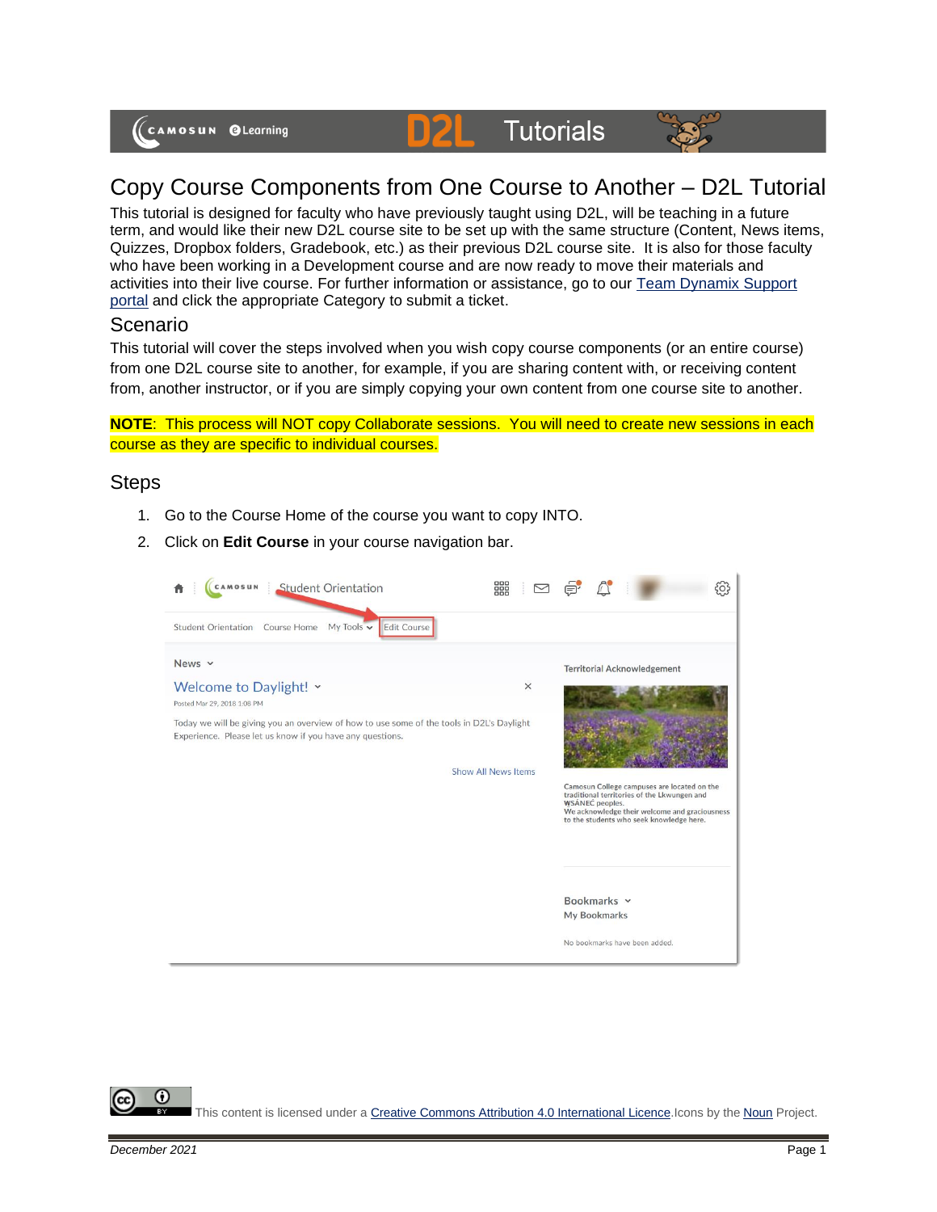# Copy Course Components from One Course to Another – D2L Tutorial

This tutorial is designed for faculty who have previously taught using D2L, will be teaching in a future term, and would like their new D2L course site to be set up with the same structure (Content, News items, Quizzes, Dropbox folders, Gradebook, etc.) as their previous D2L course site. It is also for those faculty who have been working in a Development course and are now ready to move their materials and activities into their live course. For further information or assistance, go to our [Team Dynamix Support portal]() and click the appropriate Category to submit a ticket.

## Scenario

This tutorial will cover the steps involved when you wish copy course components (or an entire course) from one D2L course site to another, for example, if you are sharing content with, or receiving content from, another instructor, or if you are simply copying your own content from one course site to another.

**NOTE**: This process will NOT copy Collaborate sessions. You will need to create new sessions in each course as they are specific to individual courses.

## Steps

1. Go to the Course Home of the course you want to copy INTO.
2. Click on **Edit Course** in your course navigation bar.

This content is licensed under a [Creative Commons Attribution 4.0 International Licence](). Icons by the [Noun]() Project.

*December 2021*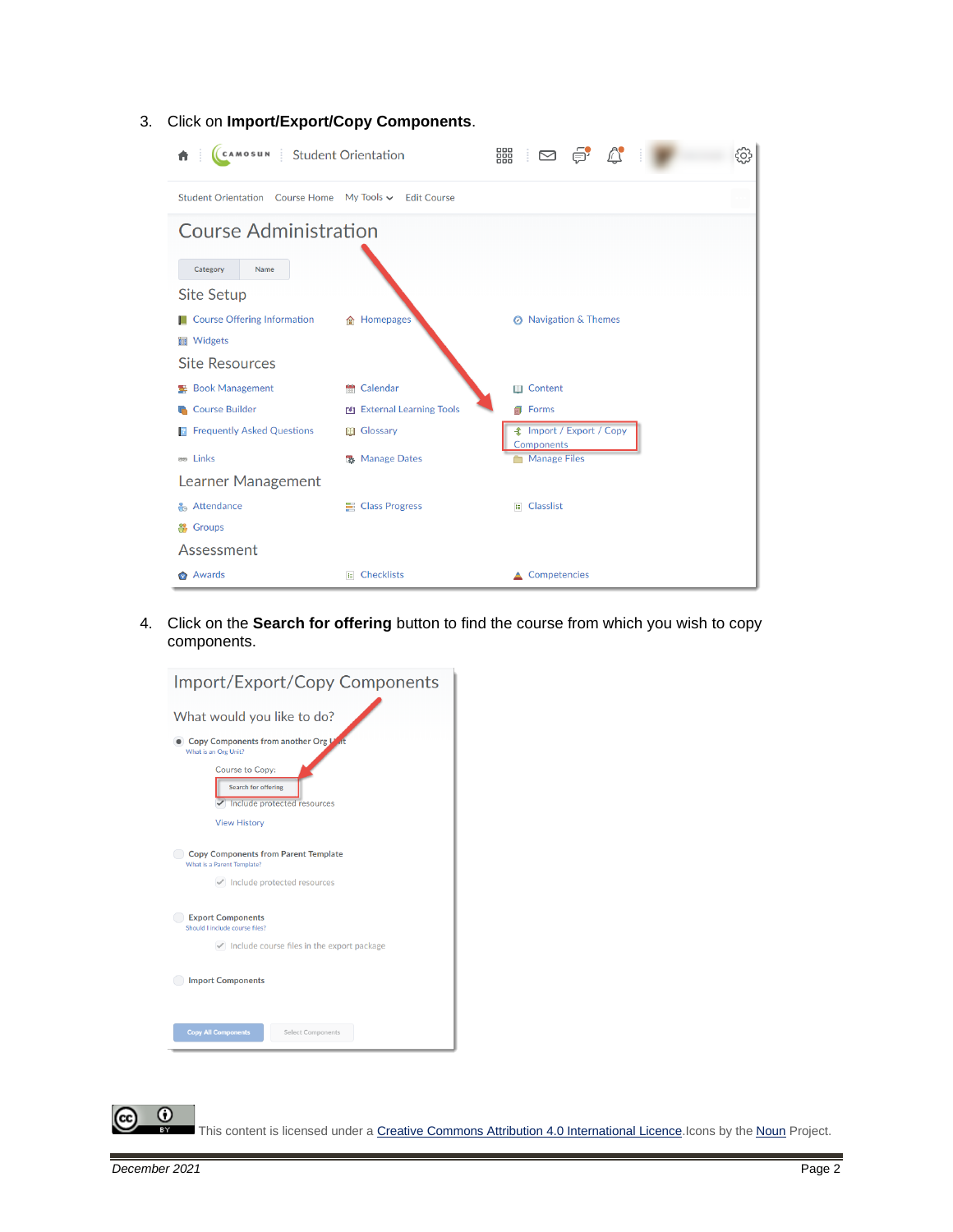3. Click on **Import/Export/Copy Components**.

4. Click on the **Search for offering** button to find the course from which you wish to copy components.

This content is licensed under a Creative Commons Attribution 4.0 International Licence. Icons by the Noun Project.

*December 2021*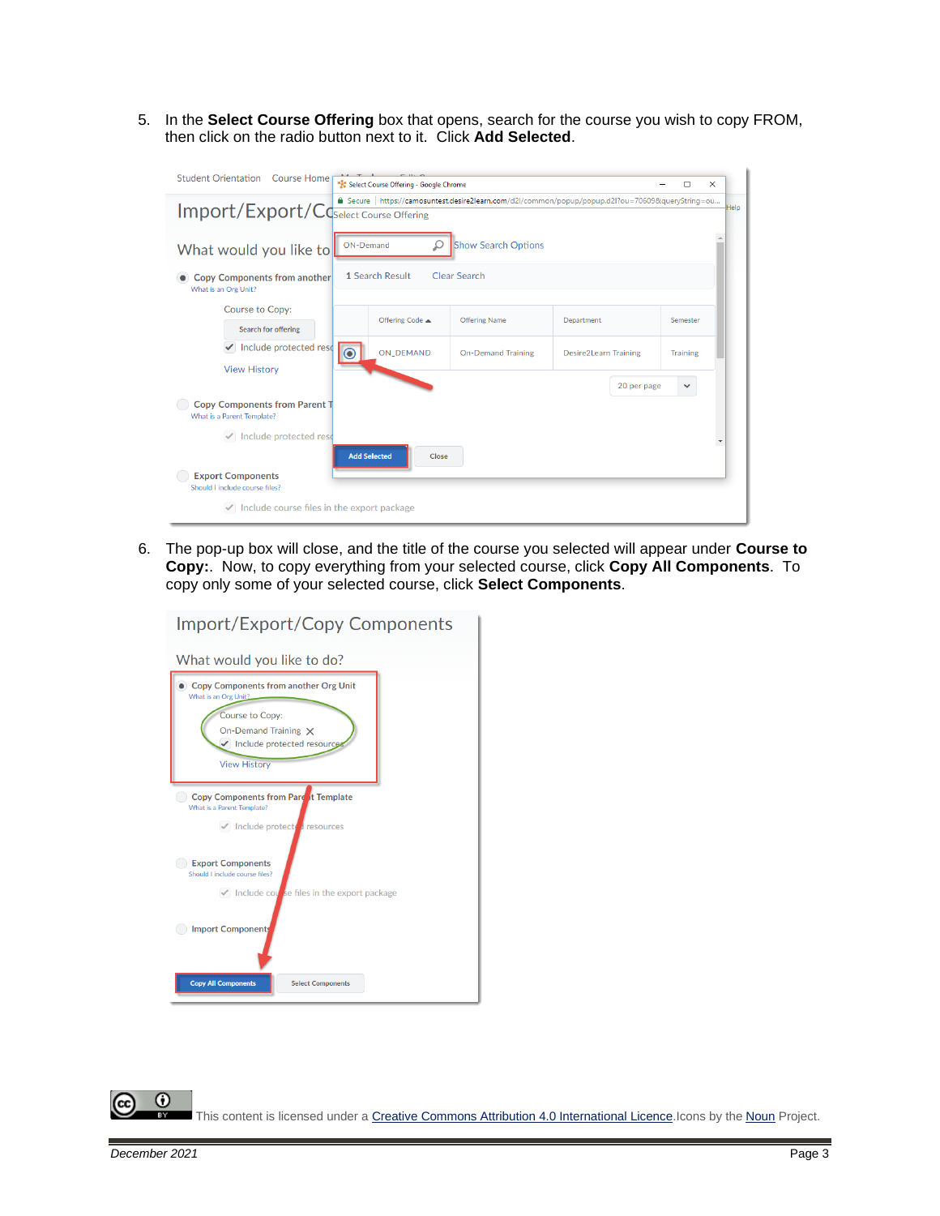5. In the **Select Course Offering** box that opens, search for the course you wish to copy FROM, then click on the radio button next to it. Click **Add Selected**.

6. The pop-up box will close, and the title of the course you selected will appear under **Course to Copy:**. Now, to copy everything from your selected course, click **Copy All Components**. To copy only some of your selected course, click **Select Components**.

This content is licensed under a [Creative Commons Attribution 4.0 International Licence](). Icons by the [Noun]() Project.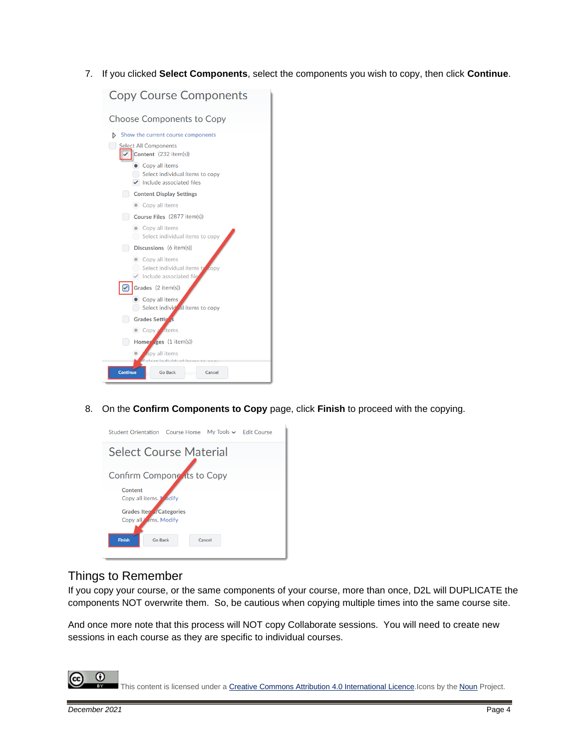7. If you clicked **Select Components**, select the components you wish to copy, then click **Continue**.

8. On the **Confirm Components to Copy** page, click **Finish** to proceed with the copying.

## Things to Remember

If you copy your course, or the same components of your course, more than once, D2L will DUPLICATE the components NOT overwrite them. So, be cautious when copying multiple times into the same course site.

And once more note that this process will NOT copy Collaborate sessions. You will need to create new sessions in each course as they are specific to individual courses.

This content is licensed under a Creative Commons Attribution 4.0 International Licence. Icons by the Noun Project.

December 2021